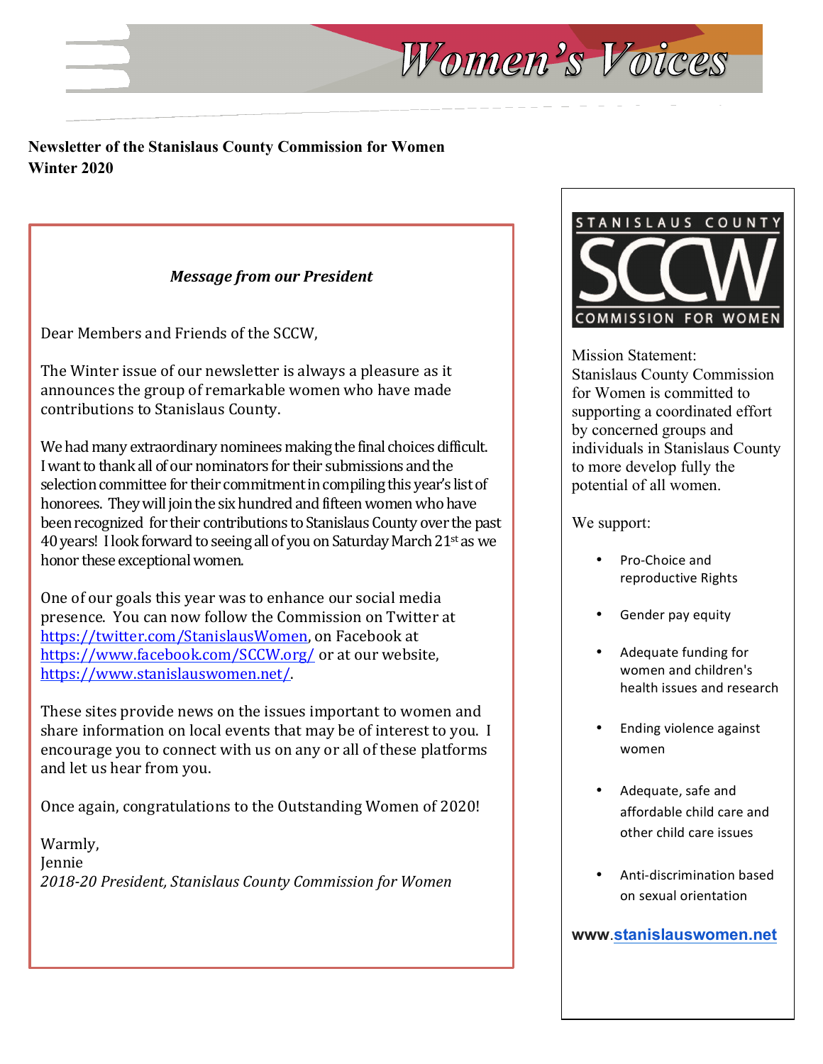# Women's Voices

**Newsletter of the Stanislaus County Commission for Women**
**Winter 2020**

### *Message from our President*

Dear Members and Friends of the SCCW,

The Winter issue of our newsletter is always a pleasure as it announces the group of remarkable women who have made contributions to Stanislaus County.

We had many extraordinary nominees making the final choices difficult. I want to thank all of our nominators for their submissions and the selection committee for their commitment in compiling this year's list of honorees. They will join the six hundred and fifteen women who have been recognized for their contributions to Stanislaus County over the past 40 years! I look forward to seeing all of you on Saturday March 21st as we honor these exceptional women.

One of our goals this year was to enhance our social media presence. You can now follow the Commission on Twitter at https://twitter.com/StanislausWomen, on Facebook at https://www.facebook.com/SCCW.org/ or at our website, https://www.stanislauswomen.net/.

These sites provide news on the issues important to women and share information on local events that may be of interest to you. I encourage you to connect with us on any or all of these platforms and let us hear from you.

Once again, congratulations to the Outstanding Women of 2020!

Warmly,
Jennie
*2018-20 President, Stanislaus County Commission for Women*

---

STANISLAUS COUNTY
**SCCW**
COMMISSION FOR WOMEN

Mission Statement:
Stanislaus County Commission for Women is committed to supporting a coordinated effort by concerned groups and individuals in Stanislaus County to more develop fully the potential of all women.

We support:

- Pro-Choice and reproductive Rights
- Gender pay equity
- Adequate funding for women and children's health issues and research
- Ending violence against women
- Adequate, safe and affordable child care and other child care issues
- Anti-discrimination based on sexual orientation

**www.stanislauswomen.net**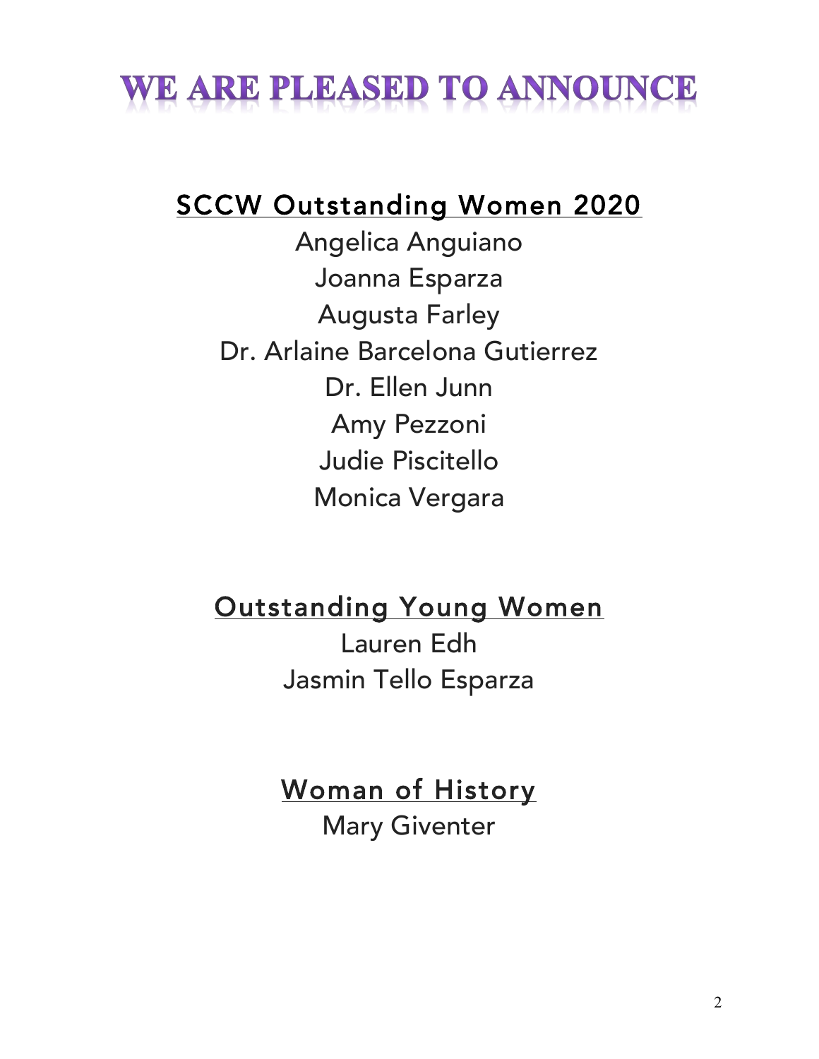# WE ARE PLEASED TO ANNOUNCE

## SCCW Outstanding Women 2020

Angelica Anguiano
Joanna Esparza
Augusta Farley
Dr. Arlaine Barcelona Gutierrez
Dr. Ellen Junn
Amy Pezzoni
Judie Piscitello
Monica Vergara

## Outstanding Young Women

Lauren Edh
Jasmin Tello Esparza

## Woman of History

Mary Giventer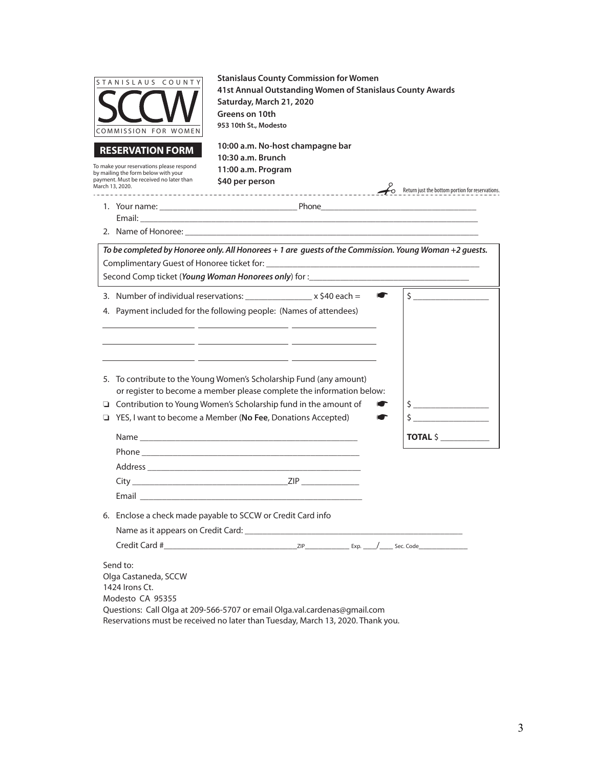STANISLAUS COUNTY
SCCW
COMMISSION FOR WOMEN

**RESERVATION FORM**

To make your reservations please respond by mailing the form below with your payment. Must be received no later than March 13, 2020.

**Stanislaus County Commission for Women**
**41st Annual Outstanding Women of Stanislaus County Awards**
**Saturday, March 21, 2020**
**Greens on 10th**
**953 10th St., Modesto**

**10:00 a.m. No-host champagne bar**
**10:30 a.m. Brunch**
**11:00 a.m. Program**
**$40 per person**

Return just the bottom portion for reservations.

---

1. Your name: ______________________________ Phone___________________________________
   Email: _______________________________________________________________________________
2. Name of Honoree: _________________________________________________________________

*To be completed by Honoree only. All Honorees + 1 are guests of the Commission. Young Woman +2 guests.*
Complimentary Guest of Honoree ticket for: _____________________________________________
Second Comp ticket (***Young Woman Honorees only***) for :___________________________________

3. Number of individual reservations: _____________ x $40 each = ☛ $ _________________
4. Payment included for the following people: (Names of attendees)

____________________ ____________________ ____________________

____________________ ____________________ ____________________

____________________ ____________________ ____________________

5. To contribute to the Young Women's Scholarship Fund (any amount) or register to become a member please complete the information below:

- ❑ Contribution to Young Women's Scholarship fund in the amount of ☛ $ _________________
- ❑ YES, I want to become a Member (**No Fee**, Donations Accepted) ☛ $ _________________

**TOTAL** $ ___________

Name _______________________________________________
Phone _______________________________________________
Address _____________________________________________
City ___________________________________ZIP _____________
Email _______________________________________________

6. Enclose a check made payable to SCCW or Credit Card info
   Name as it appears on Credit Card: ___________________________________________________
   Credit Card #______________________________ZIP____________ Exp. ____/____ Sec. Code______________

Send to:
Olga Castaneda, SCCW
1424 Irons Ct.
Modesto CA 95355
Questions: Call Olga at 209-566-5707 or email Olga.val.cardenas@gmail.com
Reservations must be received no later than Tuesday, March 13, 2020. Thank you.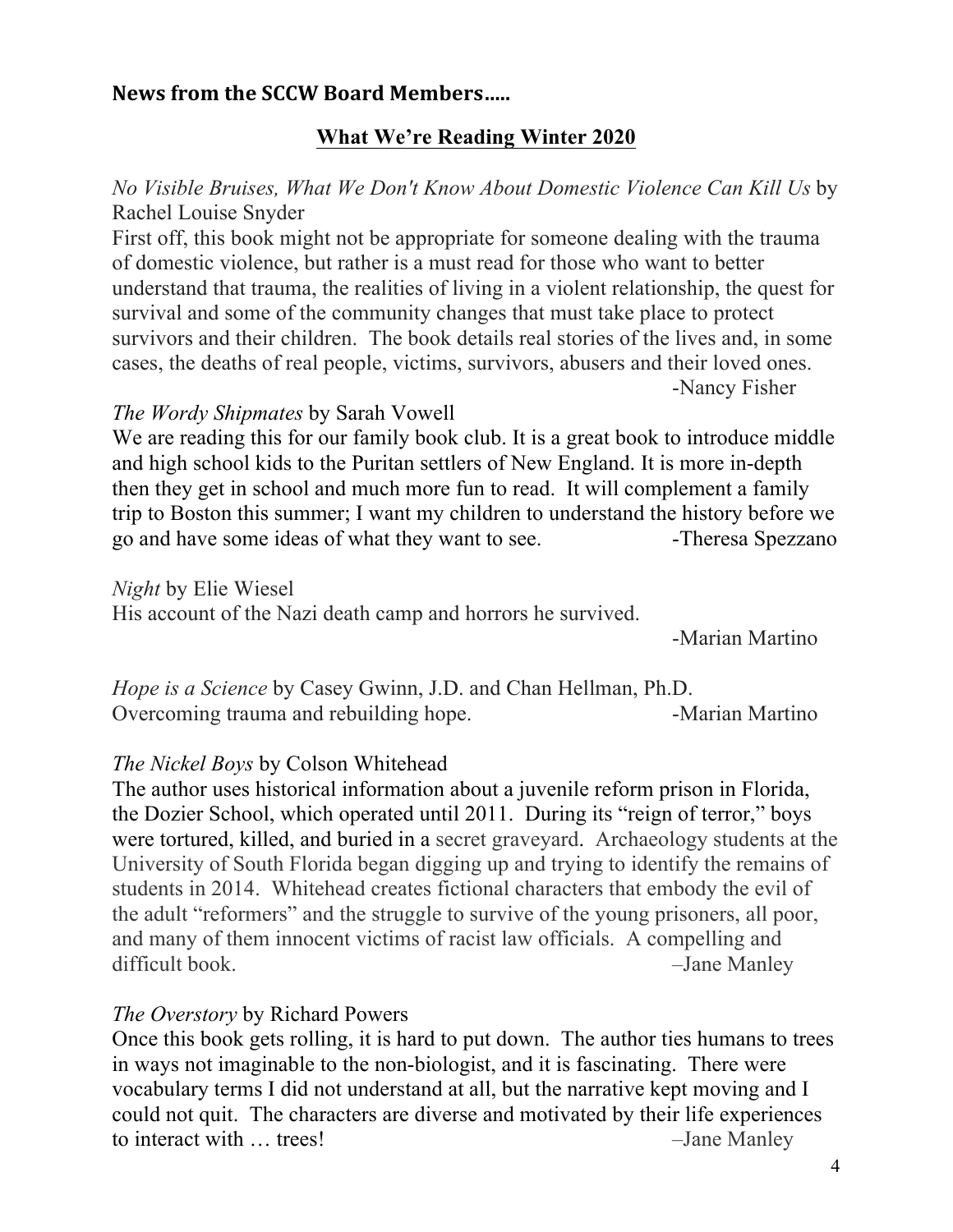**News from the SCCW Board Members…..**

## What We're Reading Winter 2020

*No Visible Bruises, What We Don't Know About Domestic Violence Can Kill Us* by Rachel Louise Snyder

First off, this book might not be appropriate for someone dealing with the trauma of domestic violence, but rather is a must read for those who want to better understand that trauma, the realities of living in a violent relationship, the quest for survival and some of the community changes that must take place to protect survivors and their children. The book details real stories of the lives and, in some cases, the deaths of real people, victims, survivors, abusers and their loved ones.

-Nancy Fisher

*The Wordy Shipmates* by Sarah Vowell

We are reading this for our family book club. It is a great book to introduce middle and high school kids to the Puritan settlers of New England. It is more in-depth then they get in school and much more fun to read. It will complement a family trip to Boston this summer; I want my children to understand the history before we go and have some ideas of what they want to see. -Theresa Spezzano

*Night* by Elie Wiesel

His account of the Nazi death camp and horrors he survived.

-Marian Martino

*Hope is a Science* by Casey Gwinn, J.D. and Chan Hellman, Ph.D.

Overcoming trauma and rebuilding hope. -Marian Martino

*The Nickel Boys* by Colson Whitehead

The author uses historical information about a juvenile reform prison in Florida, the Dozier School, which operated until 2011. During its "reign of terror," boys were tortured, killed, and buried in a secret graveyard. Archaeology students at the University of South Florida began digging up and trying to identify the remains of students in 2014. Whitehead creates fictional characters that embody the evil of the adult "reformers" and the struggle to survive of the young prisoners, all poor, and many of them innocent victims of racist law officials. A compelling and difficult book. –Jane Manley

*The Overstory* by Richard Powers

Once this book gets rolling, it is hard to put down. The author ties humans to trees in ways not imaginable to the non-biologist, and it is fascinating. There were vocabulary terms I did not understand at all, but the narrative kept moving and I could not quit. The characters are diverse and motivated by their life experiences to interact with … trees! –Jane Manley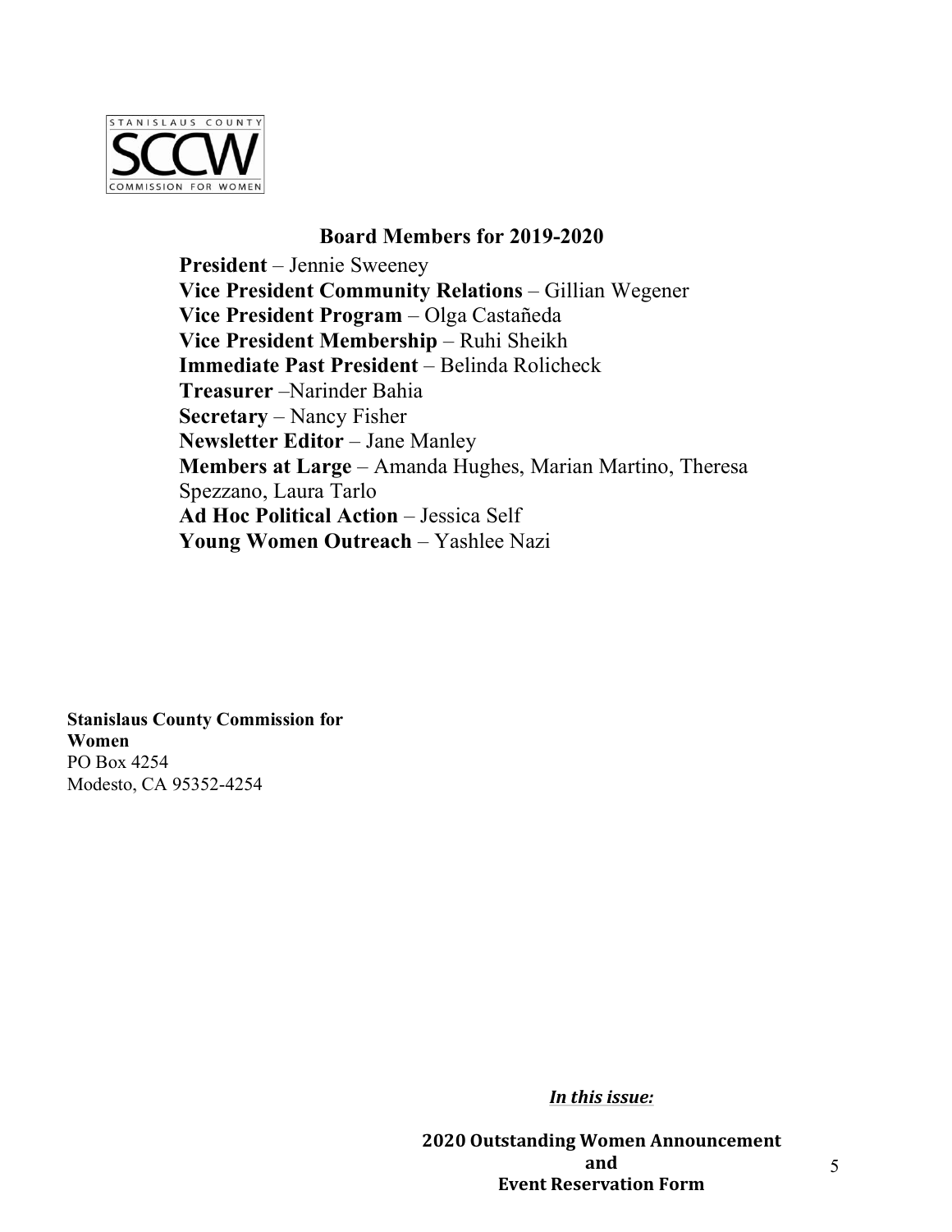## Board Members for 2019-2020

**President** – Jennie Sweeney
**Vice President Community Relations** – Gillian Wegener
**Vice President Program** – Olga Castañeda
**Vice President Membership** – Ruhi Sheikh
**Immediate Past President** – Belinda Rolicheck
**Treasurer** –Narinder Bahia
**Secretary** – Nancy Fisher
**Newsletter Editor** – Jane Manley
**Members at Large** – Amanda Hughes, Marian Martino, Theresa Spezzano, Laura Tarlo
**Ad Hoc Political Action** – Jessica Self
**Young Women Outreach** – Yashlee Nazi

**Stanislaus County Commission for Women**
PO Box 4254
Modesto, CA 95352-4254

***In this issue:***

**2020 Outstanding Women Announcement
and
Event Reservation Form**